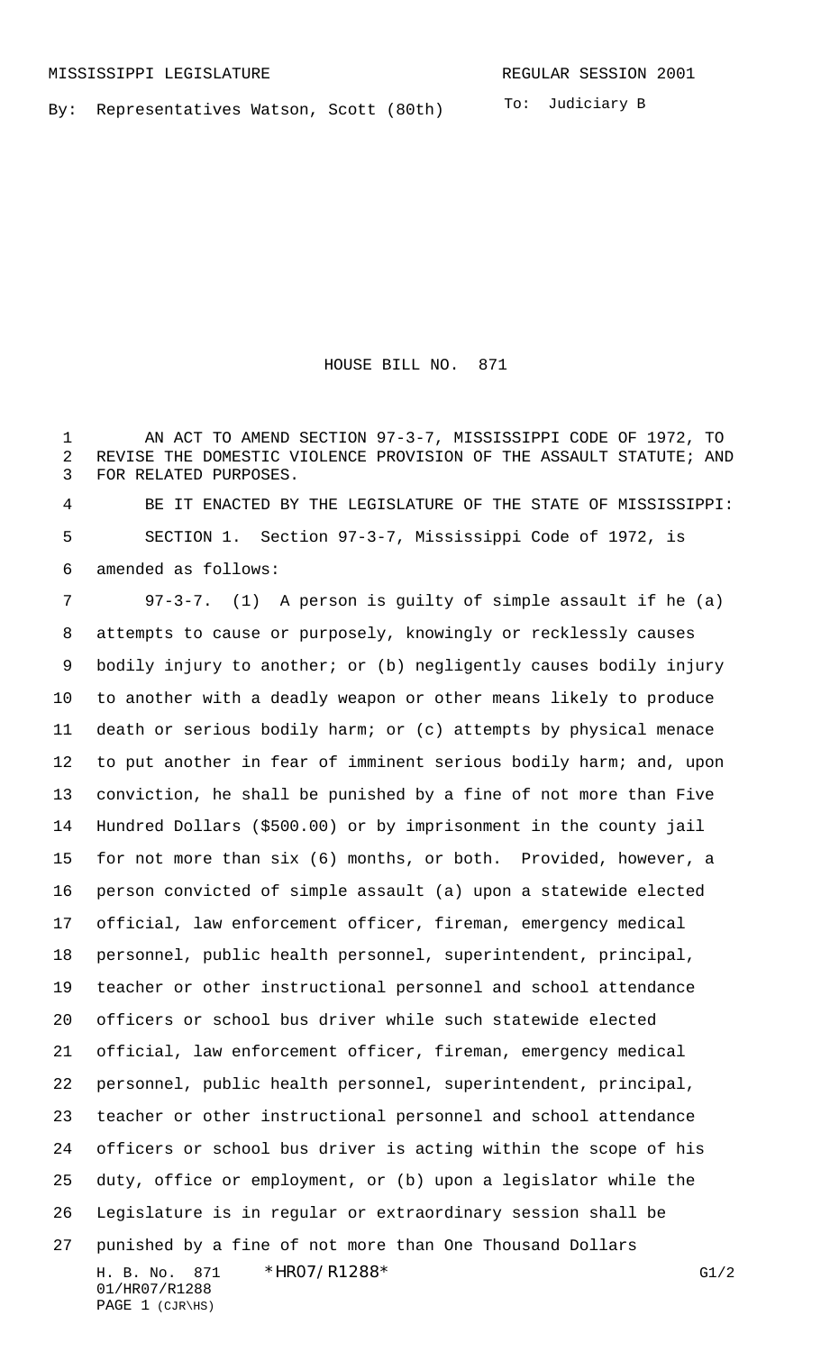MISSISSIPPI LEGISLATURE REGULAR SESSION 2001

By: Representatives Watson, Scott (80th)

To: Judiciary B

# HOUSE BILL NO. 871

AN ACT TO AMEND SECTION 97-3-7, MISSISSIPPI CODE OF 1972, TO REVISE THE DOMESTIC VIOLENCE PROVISION OF THE ASSAULT STATUTE; AND FOR RELATED PURPOSES.

BE IT ENACTED BY THE LEGISLATURE OF THE STATE OF MISSISSIPPI:

SECTION 1. Section 97-3-7, Mississippi Code of 1972, is amended as follows:

97-3-7. (1) A person is guilty of simple assault if he (a) attempts to cause or purposely, knowingly or recklessly causes bodily injury to another; or (b) negligently causes bodily injury to another with a deadly weapon or other means likely to produce death or serious bodily harm; or (c) attempts by physical menace to put another in fear of imminent serious bodily harm; and, upon conviction, he shall be punished by a fine of not more than Five Hundred Dollars ($500.00) or by imprisonment in the county jail for not more than six (6) months, or both. Provided, however, a person convicted of simple assault (a) upon a statewide elected official, law enforcement officer, fireman, emergency medical personnel, public health personnel, superintendent, principal, teacher or other instructional personnel and school attendance officers or school bus driver while such statewide elected official, law enforcement officer, fireman, emergency medical personnel, public health personnel, superintendent, principal, teacher or other instructional personnel and school attendance officers or school bus driver is acting within the scope of his duty, office or employment, or (b) upon a legislator while the Legislature is in regular or extraordinary session shall be punished by a fine of not more than One Thousand Dollars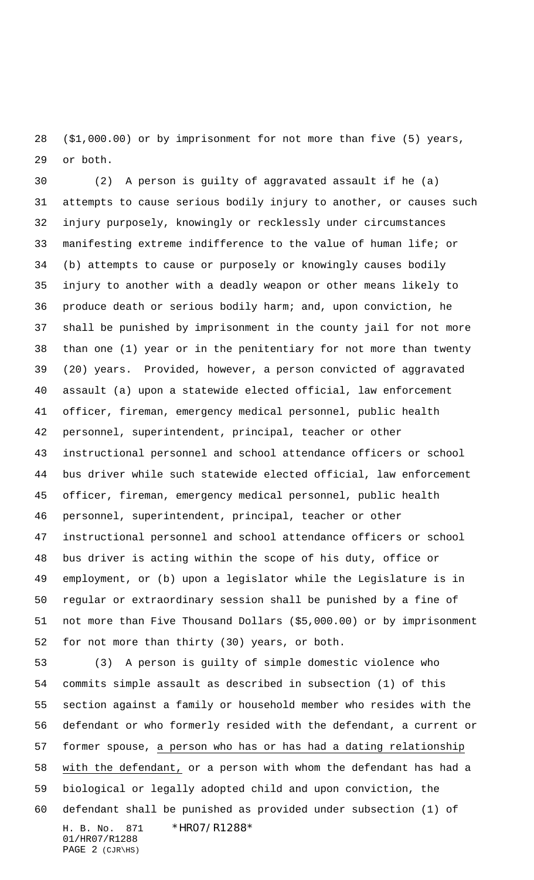($1,000.00) or by imprisonment for not more than five (5) years, or both.

(2) A person is guilty of aggravated assault if he (a) attempts to cause serious bodily injury to another, or causes such injury purposely, knowingly or recklessly under circumstances manifesting extreme indifference to the value of human life; or (b) attempts to cause or purposely or knowingly causes bodily injury to another with a deadly weapon or other means likely to produce death or serious bodily harm; and, upon conviction, he shall be punished by imprisonment in the county jail for not more than one (1) year or in the penitentiary for not more than twenty (20) years. Provided, however, a person convicted of aggravated assault (a) upon a statewide elected official, law enforcement officer, fireman, emergency medical personnel, public health personnel, superintendent, principal, teacher or other instructional personnel and school attendance officers or school bus driver while such statewide elected official, law enforcement officer, fireman, emergency medical personnel, public health personnel, superintendent, principal, teacher or other instructional personnel and school attendance officers or school bus driver is acting within the scope of his duty, office or employment, or (b) upon a legislator while the Legislature is in regular or extraordinary session shall be punished by a fine of not more than Five Thousand Dollars ($5,000.00) or by imprisonment for not more than thirty (30) years, or both.

(3) A person is guilty of simple domestic violence who commits simple assault as described in subsection (1) of this section against a family or household member who resides with the defendant or who formerly resided with the defendant, a current or former spouse, <u>a person who has or has had a dating relationship with the defendant,</u> or a person with whom the defendant has had a biological or legally adopted child and upon conviction, the defendant shall be punished as provided under subsection (1) of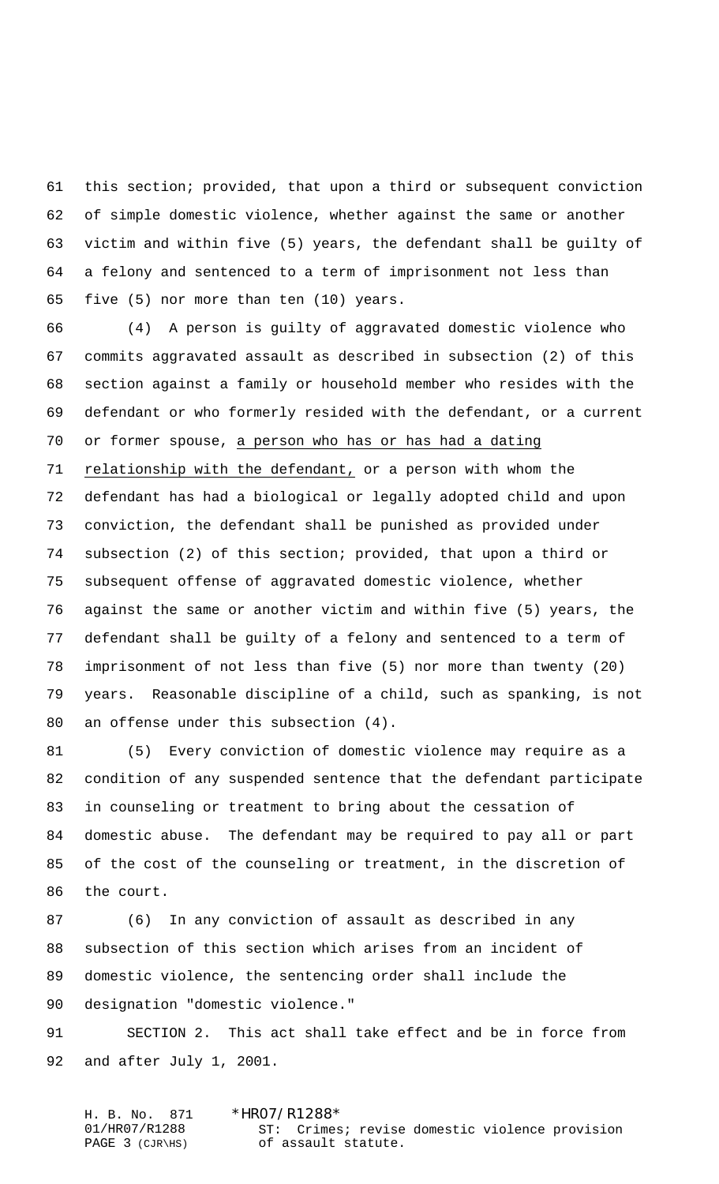this section; provided, that upon a third or subsequent conviction of simple domestic violence, whether against the same or another victim and within five (5) years, the defendant shall be guilty of a felony and sentenced to a term of imprisonment not less than five (5) nor more than ten (10) years.

(4) A person is guilty of aggravated domestic violence who commits aggravated assault as described in subsection (2) of this section against a family or household member who resides with the defendant or who formerly resided with the defendant, or a current or former spouse, <u>a person who has or has had a dating relationship with the defendant,</u> or a person with whom the defendant has had a biological or legally adopted child and upon conviction, the defendant shall be punished as provided under subsection (2) of this section; provided, that upon a third or subsequent offense of aggravated domestic violence, whether against the same or another victim and within five (5) years, the defendant shall be guilty of a felony and sentenced to a term of imprisonment of not less than five (5) nor more than twenty (20) years. Reasonable discipline of a child, such as spanking, is not an offense under this subsection (4).

(5) Every conviction of domestic violence may require as a condition of any suspended sentence that the defendant participate in counseling or treatment to bring about the cessation of domestic abuse. The defendant may be required to pay all or part of the cost of the counseling or treatment, in the discretion of the court.

(6) In any conviction of assault as described in any subsection of this section which arises from an incident of domestic violence, the sentencing order shall include the designation "domestic violence."

SECTION 2. This act shall take effect and be in force from and after July 1, 2001.